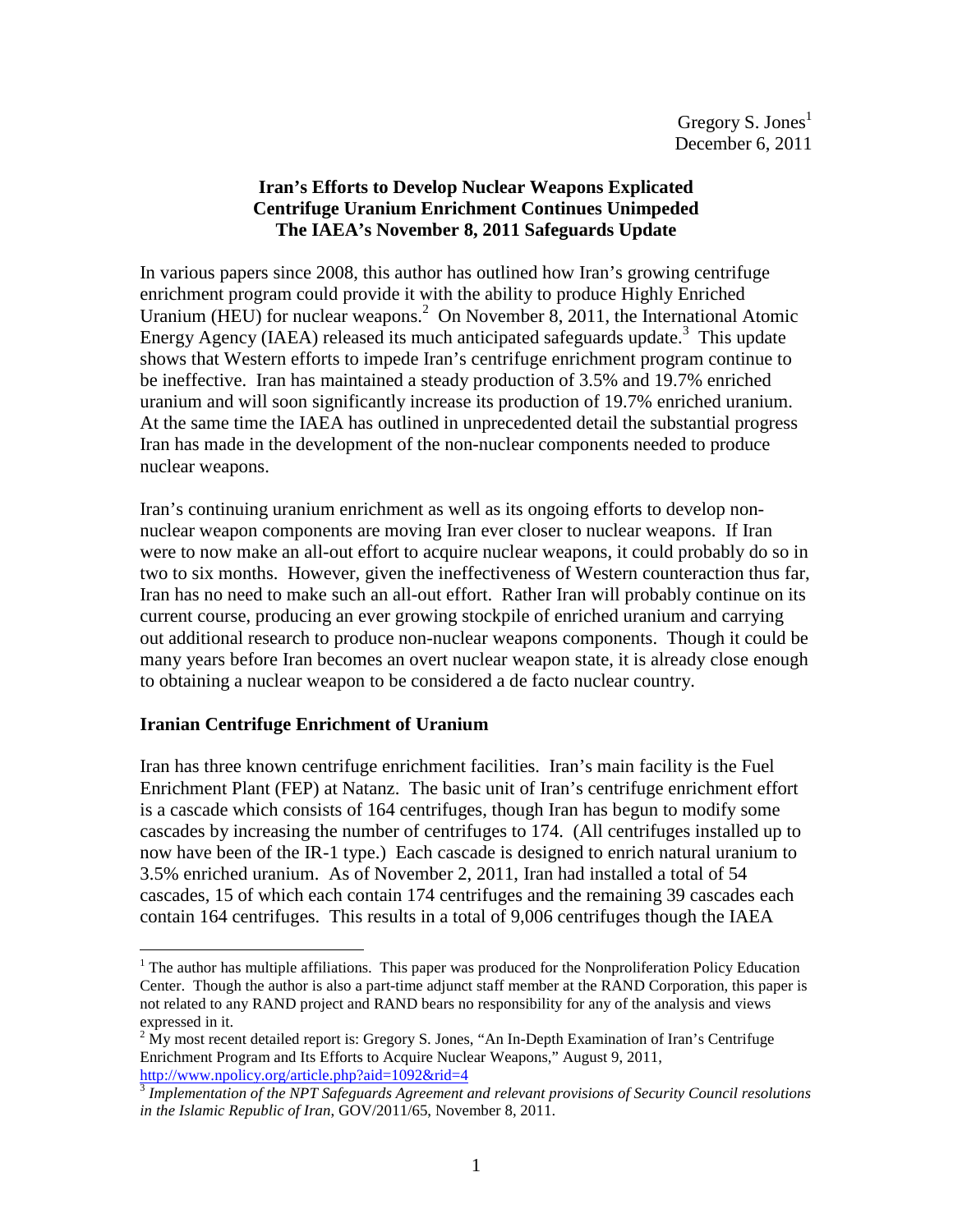Gregory S. Jones[1]
December 6, 2011

# Iran's Efforts to Develop Nuclear Weapons Explicated
## Centrifuge Uranium Enrichment Continues Unimpeded
## The IAEA's November 8, 2011 Safeguards Update

In various papers since 2008, this author has outlined how Iran's growing centrifuge enrichment program could provide it with the ability to produce Highly Enriched Uranium (HEU) for nuclear weapons.[2] On November 8, 2011, the International Atomic Energy Agency (IAEA) released its much anticipated safeguards update.[3] This update shows that Western efforts to impede Iran's centrifuge enrichment program continue to be ineffective. Iran has maintained a steady production of 3.5% and 19.7% enriched uranium and will soon significantly increase its production of 19.7% enriched uranium. At the same time the IAEA has outlined in unprecedented detail the substantial progress Iran has made in the development of the non-nuclear components needed to produce nuclear weapons.

Iran's continuing uranium enrichment as well as its ongoing efforts to develop non-nuclear weapon components are moving Iran ever closer to nuclear weapons. If Iran were to now make an all-out effort to acquire nuclear weapons, it could probably do so in two to six months. However, given the ineffectiveness of Western counteraction thus far, Iran has no need to make such an all-out effort. Rather Iran will probably continue on its current course, producing an ever growing stockpile of enriched uranium and carrying out additional research to produce non-nuclear weapons components. Though it could be many years before Iran becomes an overt nuclear weapon state, it is already close enough to obtaining a nuclear weapon to be considered a de facto nuclear country.

### Iranian Centrifuge Enrichment of Uranium

Iran has three known centrifuge enrichment facilities. Iran's main facility is the Fuel Enrichment Plant (FEP) at Natanz. The basic unit of Iran's centrifuge enrichment effort is a cascade which consists of 164 centrifuges, though Iran has begun to modify some cascades by increasing the number of centrifuges to 174. (All centrifuges installed up to now have been of the IR-1 type.) Each cascade is designed to enrich natural uranium to 3.5% enriched uranium. As of November 2, 2011, Iran had installed a total of 54 cascades, 15 of which each contain 174 centrifuges and the remaining 39 cascades each contain 164 centrifuges. This results in a total of 9,006 centrifuges though the IAEA

---

[1] The author has multiple affiliations. This paper was produced for the Nonproliferation Policy Education Center. Though the author is also a part-time adjunct staff member at the RAND Corporation, this paper is not related to any RAND project and RAND bears no responsibility for any of the analysis and views expressed in it.

[2] My most recent detailed report is: Gregory S. Jones, "An In-Depth Examination of Iran's Centrifuge Enrichment Program and Its Efforts to Acquire Nuclear Weapons," August 9, 2011, http://www.npolicy.org/article.php?aid=1092&rid=4

[3] *Implementation of the NPT Safeguards Agreement and relevant provisions of Security Council resolutions in the Islamic Republic of Iran*, GOV/2011/65, November 8, 2011.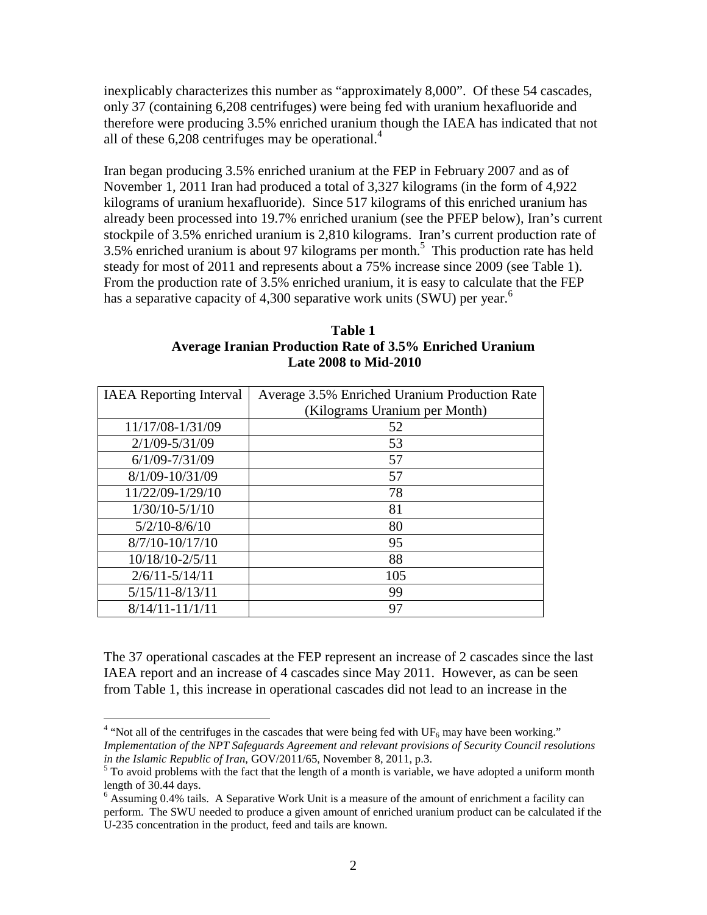inexplicably characterizes this number as "approximately 8,000". Of these 54 cascades, only 37 (containing 6,208 centrifuges) were being fed with uranium hexafluoride and therefore were producing 3.5% enriched uranium though the IAEA has indicated that not all of these 6,208 centrifuges may be operational.[4]

Iran began producing 3.5% enriched uranium at the FEP in February 2007 and as of November 1, 2011 Iran had produced a total of 3,327 kilograms (in the form of 4,922 kilograms of uranium hexafluoride). Since 517 kilograms of this enriched uranium has already been processed into 19.7% enriched uranium (see the PFEP below), Iran's current stockpile of 3.5% enriched uranium is 2,810 kilograms. Iran's current production rate of 3.5% enriched uranium is about 97 kilograms per month.[5] This production rate has held steady for most of 2011 and represents about a 75% increase since 2009 (see Table 1). From the production rate of 3.5% enriched uranium, it is easy to calculate that the FEP has a separative capacity of 4,300 separative work units (SWU) per year.[6]

**Table 1**
**Average Iranian Production Rate of 3.5% Enriched Uranium**
**Late 2008 to Mid-2010**

| IAEA Reporting Interval | Average 3.5% Enriched Uranium Production Rate (Kilograms Uranium per Month) |
|---|---|
| 11/17/08-1/31/09 | 52 |
| 2/1/09-5/31/09 | 53 |
| 6/1/09-7/31/09 | 57 |
| 8/1/09-10/31/09 | 57 |
| 11/22/09-1/29/10 | 78 |
| 1/30/10-5/1/10 | 81 |
| 5/2/10-8/6/10 | 80 |
| 8/7/10-10/17/10 | 95 |
| 10/18/10-2/5/11 | 88 |
| 2/6/11-5/14/11 | 105 |
| 5/15/11-8/13/11 | 99 |
| 8/14/11-11/1/11 | 97 |

The 37 operational cascades at the FEP represent an increase of 2 cascades since the last IAEA report and an increase of 4 cascades since May 2011. However, as can be seen from Table 1, this increase in operational cascades did not lead to an increase in the

---

[4] "Not all of the centrifuges in the cascades that were being fed with $UF_6$ may have been working." *Implementation of the NPT Safeguards Agreement and relevant provisions of Security Council resolutions in the Islamic Republic of Iran*, GOV/2011/65, November 8, 2011, p.3.

[5] To avoid problems with the fact that the length of a month is variable, we have adopted a uniform month length of 30.44 days.

[6] Assuming 0.4% tails. A Separative Work Unit is a measure of the amount of enrichment a facility can perform. The SWU needed to produce a given amount of enriched uranium product can be calculated if the U-235 concentration in the product, feed and tails are known.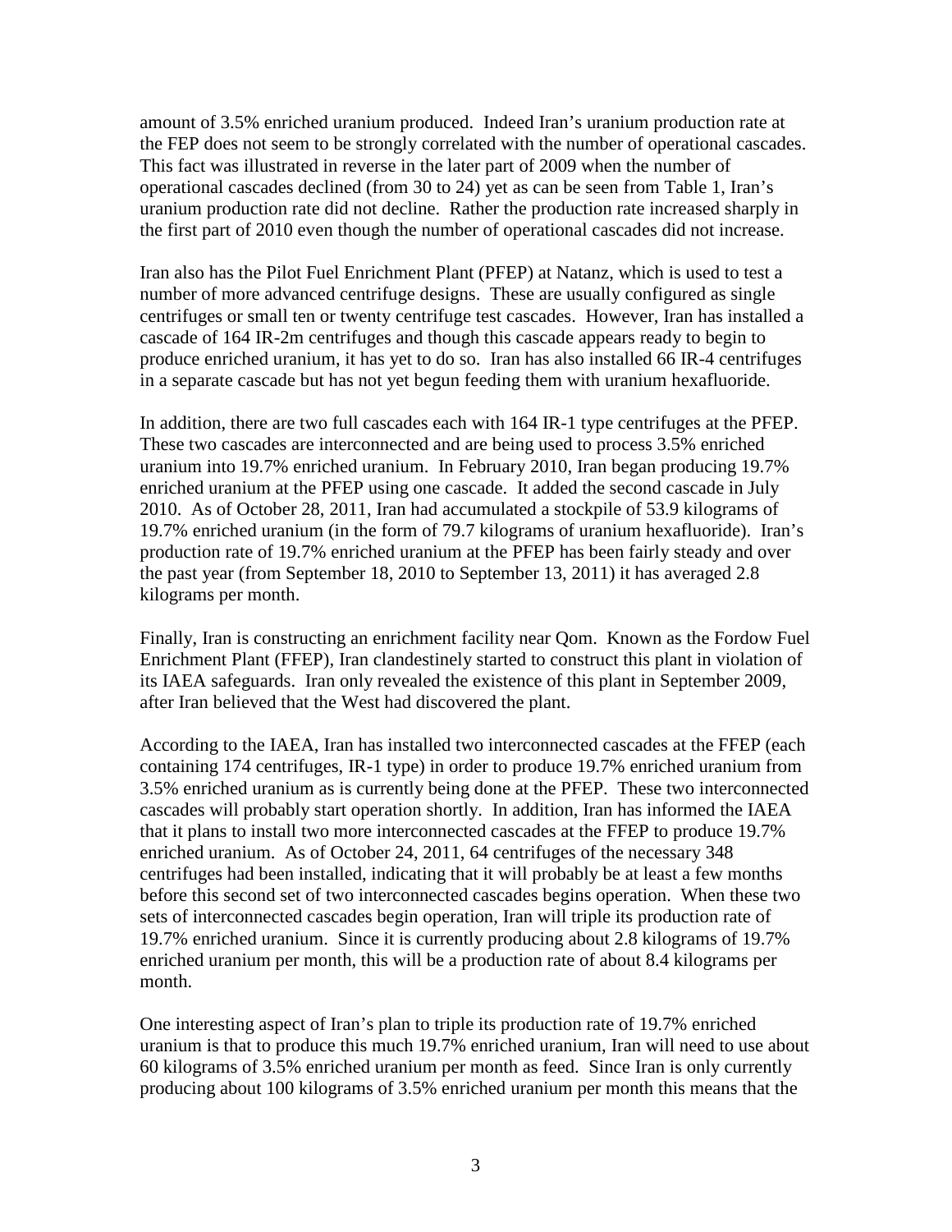amount of 3.5% enriched uranium produced. Indeed Iran's uranium production rate at the FEP does not seem to be strongly correlated with the number of operational cascades. This fact was illustrated in reverse in the later part of 2009 when the number of operational cascades declined (from 30 to 24) yet as can be seen from Table 1, Iran's uranium production rate did not decline. Rather the production rate increased sharply in the first part of 2010 even though the number of operational cascades did not increase.

Iran also has the Pilot Fuel Enrichment Plant (PFEP) at Natanz, which is used to test a number of more advanced centrifuge designs. These are usually configured as single centrifuges or small ten or twenty centrifuge test cascades. However, Iran has installed a cascade of 164 IR-2m centrifuges and though this cascade appears ready to begin to produce enriched uranium, it has yet to do so. Iran has also installed 66 IR-4 centrifuges in a separate cascade but has not yet begun feeding them with uranium hexafluoride.

In addition, there are two full cascades each with 164 IR-1 type centrifuges at the PFEP. These two cascades are interconnected and are being used to process 3.5% enriched uranium into 19.7% enriched uranium. In February 2010, Iran began producing 19.7% enriched uranium at the PFEP using one cascade. It added the second cascade in July 2010. As of October 28, 2011, Iran had accumulated a stockpile of 53.9 kilograms of 19.7% enriched uranium (in the form of 79.7 kilograms of uranium hexafluoride). Iran's production rate of 19.7% enriched uranium at the PFEP has been fairly steady and over the past year (from September 18, 2010 to September 13, 2011) it has averaged 2.8 kilograms per month.

Finally, Iran is constructing an enrichment facility near Qom. Known as the Fordow Fuel Enrichment Plant (FFEP), Iran clandestinely started to construct this plant in violation of its IAEA safeguards. Iran only revealed the existence of this plant in September 2009, after Iran believed that the West had discovered the plant.

According to the IAEA, Iran has installed two interconnected cascades at the FFEP (each containing 174 centrifuges, IR-1 type) in order to produce 19.7% enriched uranium from 3.5% enriched uranium as is currently being done at the PFEP. These two interconnected cascades will probably start operation shortly. In addition, Iran has informed the IAEA that it plans to install two more interconnected cascades at the FFEP to produce 19.7% enriched uranium. As of October 24, 2011, 64 centrifuges of the necessary 348 centrifuges had been installed, indicating that it will probably be at least a few months before this second set of two interconnected cascades begins operation. When these two sets of interconnected cascades begin operation, Iran will triple its production rate of 19.7% enriched uranium. Since it is currently producing about 2.8 kilograms of 19.7% enriched uranium per month, this will be a production rate of about 8.4 kilograms per month.

One interesting aspect of Iran's plan to triple its production rate of 19.7% enriched uranium is that to produce this much 19.7% enriched uranium, Iran will need to use about 60 kilograms of 3.5% enriched uranium per month as feed. Since Iran is only currently producing about 100 kilograms of 3.5% enriched uranium per month this means that the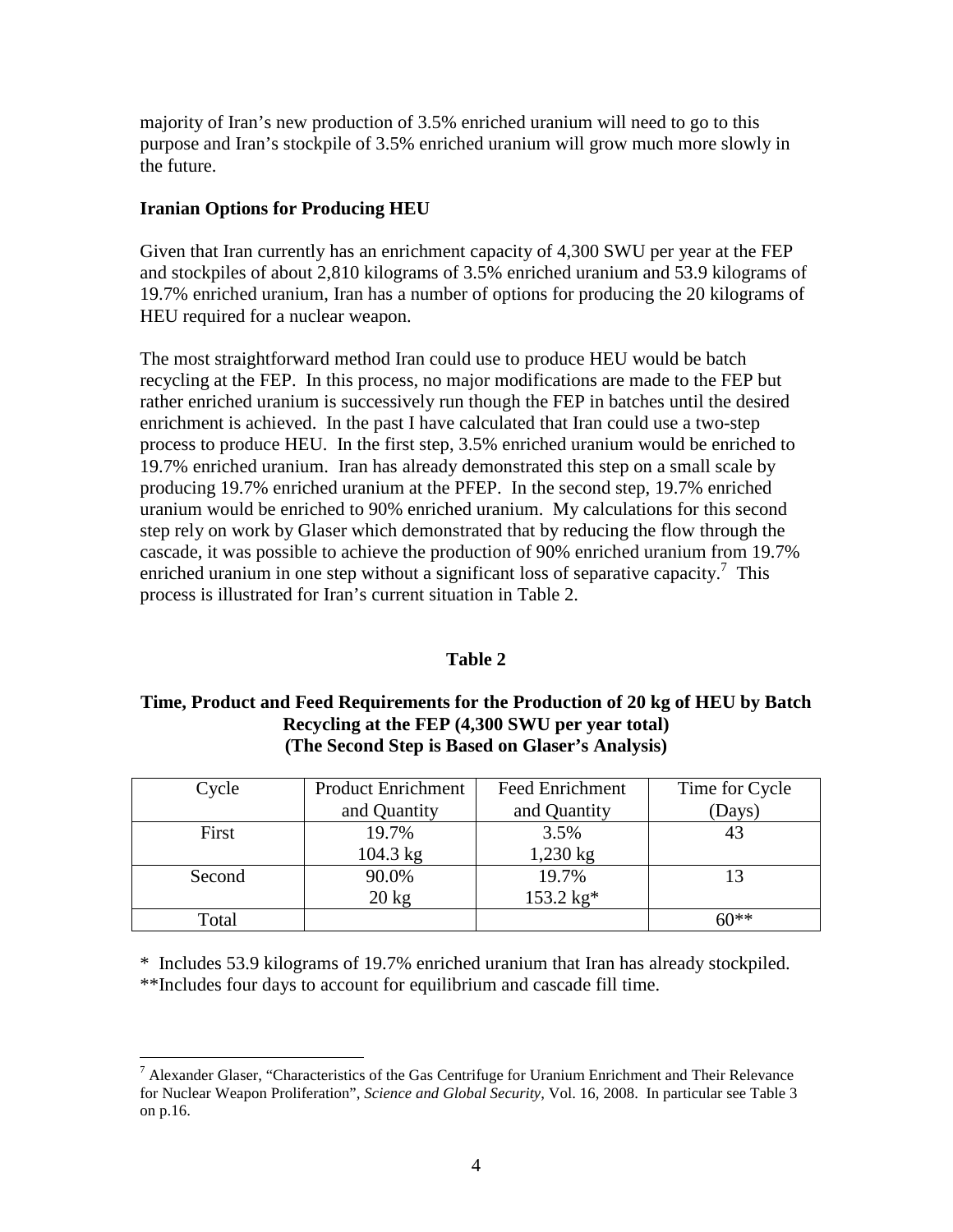majority of Iran's new production of 3.5% enriched uranium will need to go to this purpose and Iran's stockpile of 3.5% enriched uranium will grow much more slowly in the future.

**Iranian Options for Producing HEU**

Given that Iran currently has an enrichment capacity of 4,300 SWU per year at the FEP and stockpiles of about 2,810 kilograms of 3.5% enriched uranium and 53.9 kilograms of 19.7% enriched uranium, Iran has a number of options for producing the 20 kilograms of HEU required for a nuclear weapon.

The most straightforward method Iran could use to produce HEU would be batch recycling at the FEP. In this process, no major modifications are made to the FEP but rather enriched uranium is successively run though the FEP in batches until the desired enrichment is achieved. In the past I have calculated that Iran could use a two-step process to produce HEU. In the first step, 3.5% enriched uranium would be enriched to 19.7% enriched uranium. Iran has already demonstrated this step on a small scale by producing 19.7% enriched uranium at the PFEP. In the second step, 19.7% enriched uranium would be enriched to 90% enriched uranium. My calculations for this second step rely on work by Glaser which demonstrated that by reducing the flow through the cascade, it was possible to achieve the production of 90% enriched uranium from 19.7% enriched uranium in one step without a significant loss of separative capacity.[7] This process is illustrated for Iran's current situation in Table 2.

**Table 2**

**Time, Product and Feed Requirements for the Production of 20 kg of HEU by Batch Recycling at the FEP (4,300 SWU per year total) (The Second Step is Based on Glaser's Analysis)**

| Cycle | Product Enrichment and Quantity | Feed Enrichment and Quantity | Time for Cycle (Days) |
|---|---|---|---|
| First | 19.7% 104.3 kg | 3.5% 1,230 kg | 43 |
| Second | 90.0% 20 kg | 19.7% 153.2 kg* | 13 |
| Total | | | 60** |

\* Includes 53.9 kilograms of 19.7% enriched uranium that Iran has already stockpiled.
**Includes four days to account for equilibrium and cascade fill time.

[7] Alexander Glaser, "Characteristics of the Gas Centrifuge for Uranium Enrichment and Their Relevance for Nuclear Weapon Proliferation", *Science and Global Security*, Vol. 16, 2008. In particular see Table 3 on p.16.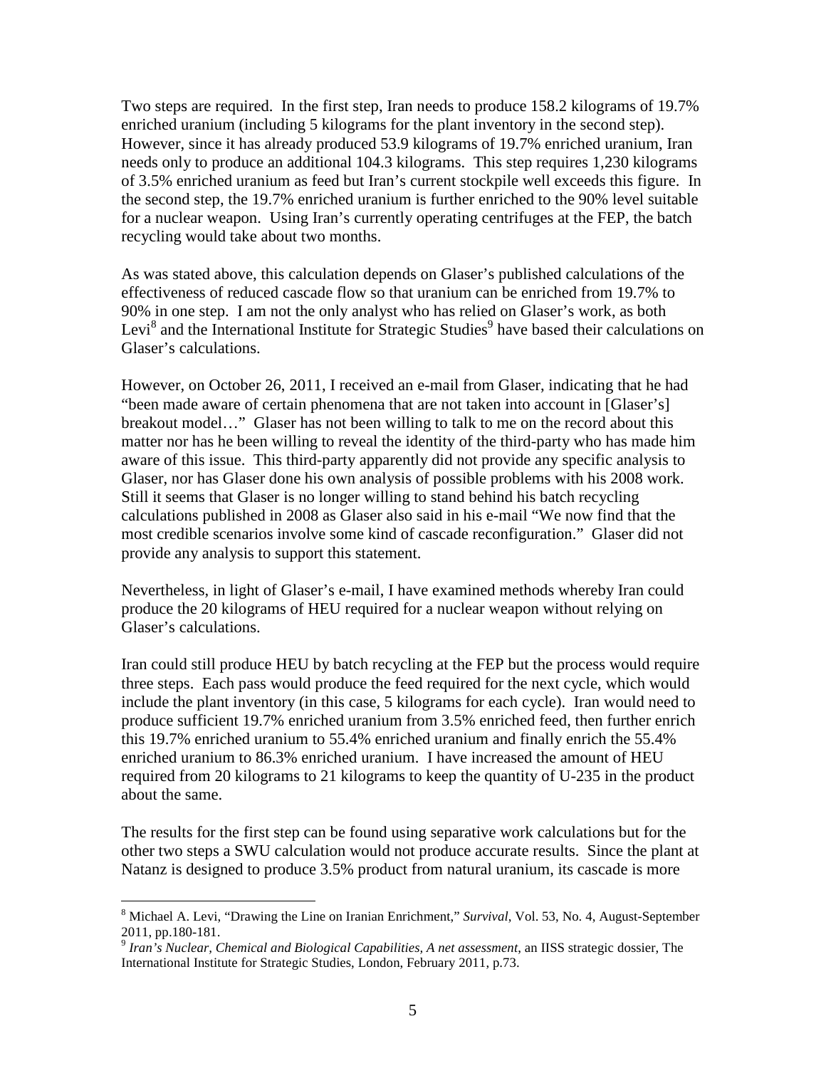Two steps are required. In the first step, Iran needs to produce 158.2 kilograms of 19.7% enriched uranium (including 5 kilograms for the plant inventory in the second step). However, since it has already produced 53.9 kilograms of 19.7% enriched uranium, Iran needs only to produce an additional 104.3 kilograms. This step requires 1,230 kilograms of 3.5% enriched uranium as feed but Iran's current stockpile well exceeds this figure. In the second step, the 19.7% enriched uranium is further enriched to the 90% level suitable for a nuclear weapon. Using Iran's currently operating centrifuges at the FEP, the batch recycling would take about two months.

As was stated above, this calculation depends on Glaser's published calculations of the effectiveness of reduced cascade flow so that uranium can be enriched from 19.7% to 90% in one step. I am not the only analyst who has relied on Glaser's work, as both Levi[8] and the International Institute for Strategic Studies[9] have based their calculations on Glaser's calculations.

However, on October 26, 2011, I received an e-mail from Glaser, indicating that he had "been made aware of certain phenomena that are not taken into account in [Glaser's] breakout model…" Glaser has not been willing to talk to me on the record about this matter nor has he been willing to reveal the identity of the third-party who has made him aware of this issue. This third-party apparently did not provide any specific analysis to Glaser, nor has Glaser done his own analysis of possible problems with his 2008 work. Still it seems that Glaser is no longer willing to stand behind his batch recycling calculations published in 2008 as Glaser also said in his e-mail "We now find that the most credible scenarios involve some kind of cascade reconfiguration." Glaser did not provide any analysis to support this statement.

Nevertheless, in light of Glaser's e-mail, I have examined methods whereby Iran could produce the 20 kilograms of HEU required for a nuclear weapon without relying on Glaser's calculations.

Iran could still produce HEU by batch recycling at the FEP but the process would require three steps. Each pass would produce the feed required for the next cycle, which would include the plant inventory (in this case, 5 kilograms for each cycle). Iran would need to produce sufficient 19.7% enriched uranium from 3.5% enriched feed, then further enrich this 19.7% enriched uranium to 55.4% enriched uranium and finally enrich the 55.4% enriched uranium to 86.3% enriched uranium. I have increased the amount of HEU required from 20 kilograms to 21 kilograms to keep the quantity of U-235 in the product about the same.

The results for the first step can be found using separative work calculations but for the other two steps a SWU calculation would not produce accurate results. Since the plant at Natanz is designed to produce 3.5% product from natural uranium, its cascade is more

[8] Michael A. Levi, "Drawing the Line on Iranian Enrichment," *Survival*, Vol. 53, No. 4, August-September 2011, pp.180-181.

[9] *Iran's Nuclear, Chemical and Biological Capabilities, A net assessment*, an IISS strategic dossier, The International Institute for Strategic Studies, London, February 2011, p.73.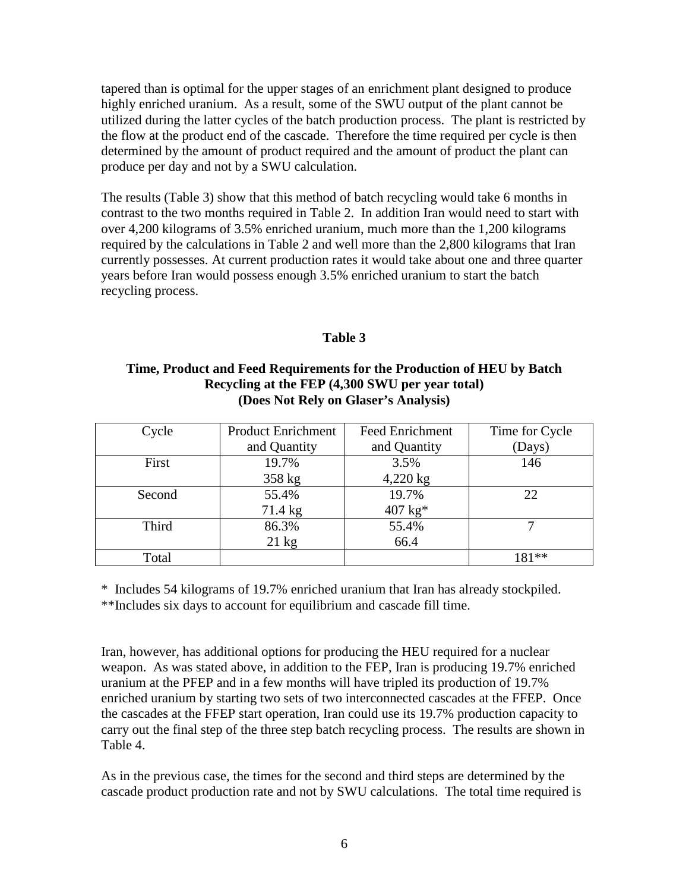tapered than is optimal for the upper stages of an enrichment plant designed to produce highly enriched uranium. As a result, some of the SWU output of the plant cannot be utilized during the latter cycles of the batch production process. The plant is restricted by the flow at the product end of the cascade. Therefore the time required per cycle is then determined by the amount of product required and the amount of product the plant can produce per day and not by a SWU calculation.

The results (Table 3) show that this method of batch recycling would take 6 months in contrast to the two months required in Table 2. In addition Iran would need to start with over 4,200 kilograms of 3.5% enriched uranium, much more than the 1,200 kilograms required by the calculations in Table 2 and well more than the 2,800 kilograms that Iran currently possesses. At current production rates it would take about one and three quarter years before Iran would possess enough 3.5% enriched uranium to start the batch recycling process.

**Table 3**

**Time, Product and Feed Requirements for the Production of HEU by Batch Recycling at the FEP (4,300 SWU per year total) (Does Not Rely on Glaser's Analysis)**

| Cycle | Product Enrichment and Quantity | Feed Enrichment and Quantity | Time for Cycle (Days) |
|---|---|---|---|
| First | 19.7% 358 kg | 3.5% 4,220 kg | 146 |
| Second | 55.4% 71.4 kg | 19.7% 407 kg* | 22 |
| Third | 86.3% 21 kg | 55.4% 66.4 | 7 |
| Total | | | 181** |

\* Includes 54 kilograms of 19.7% enriched uranium that Iran has already stockpiled.
**Includes six days to account for equilibrium and cascade fill time.

Iran, however, has additional options for producing the HEU required for a nuclear weapon. As was stated above, in addition to the FEP, Iran is producing 19.7% enriched uranium at the PFEP and in a few months will have tripled its production of 19.7% enriched uranium by starting two sets of two interconnected cascades at the FFEP. Once the cascades at the FFEP start operation, Iran could use its 19.7% production capacity to carry out the final step of the three step batch recycling process. The results are shown in Table 4.

As in the previous case, the times for the second and third steps are determined by the cascade product production rate and not by SWU calculations. The total time required is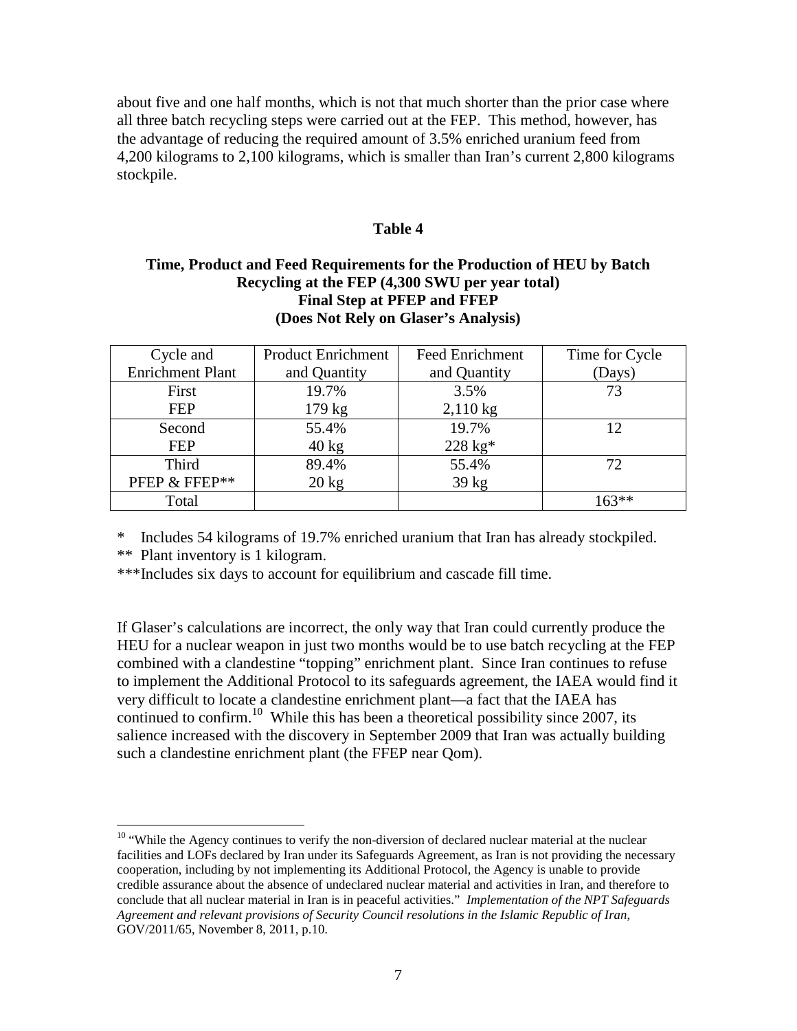about five and one half months, which is not that much shorter than the prior case where all three batch recycling steps were carried out at the FEP. This method, however, has the advantage of reducing the required amount of 3.5% enriched uranium feed from 4,200 kilograms to 2,100 kilograms, which is smaller than Iran's current 2,800 kilograms stockpile.

**Table 4**

**Time, Product and Feed Requirements for the Production of HEU by Batch Recycling at the FEP (4,300 SWU per year total) Final Step at PFEP and FFEP (Does Not Rely on Glaser's Analysis)**

| Cycle and Enrichment Plant | Product Enrichment and Quantity | Feed Enrichment and Quantity | Time for Cycle (Days) |
|---|---|---|---|
| First FEP | 19.7% 179 kg | 3.5% 2,110 kg | 73 |
| Second FEP | 55.4% 40 kg | 19.7% 228 kg* | 12 |
| Third PFEP & FFEP** | 89.4% 20 kg | 55.4% 39 kg | 72 |
| Total | | | 163** |

\* Includes 54 kilograms of 19.7% enriched uranium that Iran has already stockpiled.

** Plant inventory is 1 kilogram.

***Includes six days to account for equilibrium and cascade fill time.

If Glaser's calculations are incorrect, the only way that Iran could currently produce the HEU for a nuclear weapon in just two months would be to use batch recycling at the FEP combined with a clandestine "topping" enrichment plant. Since Iran continues to refuse to implement the Additional Protocol to its safeguards agreement, the IAEA would find it very difficult to locate a clandestine enrichment plant—a fact that the IAEA has continued to confirm.[10] While this has been a theoretical possibility since 2007, its salience increased with the discovery in September 2009 that Iran was actually building such a clandestine enrichment plant (the FFEP near Qom).

[10] "While the Agency continues to verify the non-diversion of declared nuclear material at the nuclear facilities and LOFs declared by Iran under its Safeguards Agreement, as Iran is not providing the necessary cooperation, including by not implementing its Additional Protocol, the Agency is unable to provide credible assurance about the absence of undeclared nuclear material and activities in Iran, and therefore to conclude that all nuclear material in Iran is in peaceful activities." *Implementation of the NPT Safeguards Agreement and relevant provisions of Security Council resolutions in the Islamic Republic of Iran,* GOV/2011/65, November 8, 2011, p.10.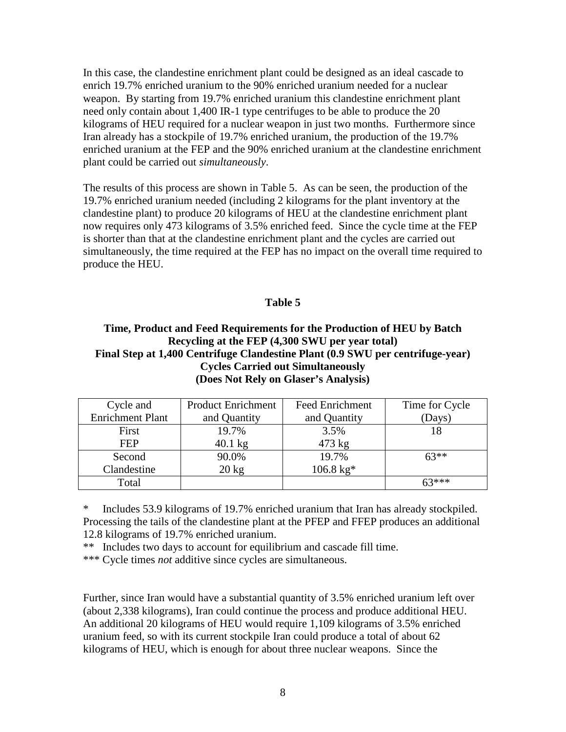In this case, the clandestine enrichment plant could be designed as an ideal cascade to enrich 19.7% enriched uranium to the 90% enriched uranium needed for a nuclear weapon. By starting from 19.7% enriched uranium this clandestine enrichment plant need only contain about 1,400 IR-1 type centrifuges to be able to produce the 20 kilograms of HEU required for a nuclear weapon in just two months. Furthermore since Iran already has a stockpile of 19.7% enriched uranium, the production of the 19.7% enriched uranium at the FEP and the 90% enriched uranium at the clandestine enrichment plant could be carried out *simultaneously*.

The results of this process are shown in Table 5. As can be seen, the production of the 19.7% enriched uranium needed (including 2 kilograms for the plant inventory at the clandestine plant) to produce 20 kilograms of HEU at the clandestine enrichment plant now requires only 473 kilograms of 3.5% enriched feed. Since the cycle time at the FEP is shorter than that at the clandestine enrichment plant and the cycles are carried out simultaneously, the time required at the FEP has no impact on the overall time required to produce the HEU.

**Table 5**

**Time, Product and Feed Requirements for the Production of HEU by Batch Recycling at the FEP (4,300 SWU per year total)**
**Final Step at 1,400 Centrifuge Clandestine Plant (0.9 SWU per centrifuge-year)**
**Cycles Carried out Simultaneously**
**(Does Not Rely on Glaser's Analysis)**

| Cycle and Enrichment Plant | Product Enrichment and Quantity | Feed Enrichment and Quantity | Time for Cycle (Days) |
|---|---|---|---|
| First FEP | 19.7% 40.1 kg | 3.5% 473 kg | 18 |
| Second Clandestine | 90.0% 20 kg | 19.7% 106.8 kg* | 63** |
| Total | | | 63*** |

\* Includes 53.9 kilograms of 19.7% enriched uranium that Iran has already stockpiled. Processing the tails of the clandestine plant at the PFEP and FFEP produces an additional 12.8 kilograms of 19.7% enriched uranium.

** Includes two days to account for equilibrium and cascade fill time.

*** Cycle times *not* additive since cycles are simultaneous.

Further, since Iran would have a substantial quantity of 3.5% enriched uranium left over (about 2,338 kilograms), Iran could continue the process and produce additional HEU. An additional 20 kilograms of HEU would require 1,109 kilograms of 3.5% enriched uranium feed, so with its current stockpile Iran could produce a total of about 62 kilograms of HEU, which is enough for about three nuclear weapons. Since the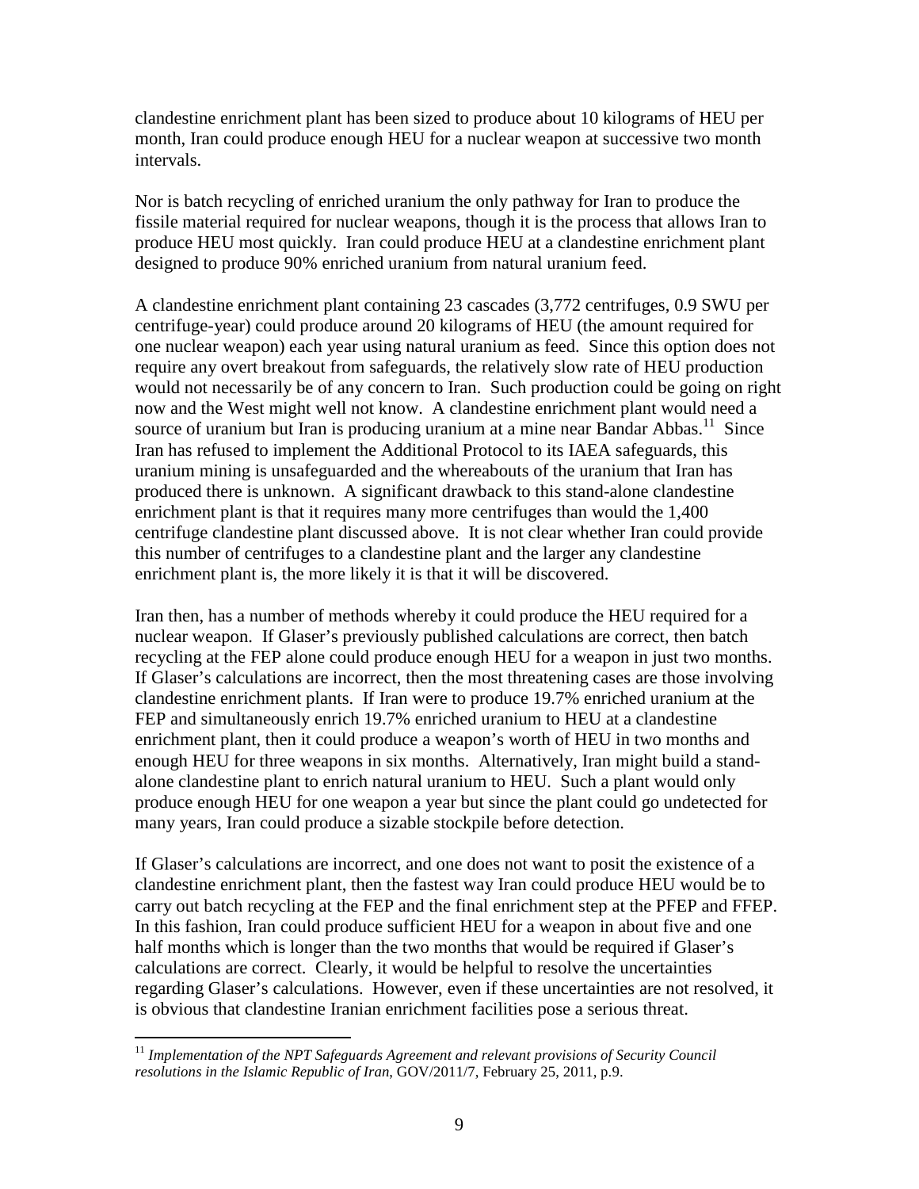clandestine enrichment plant has been sized to produce about 10 kilograms of HEU per month, Iran could produce enough HEU for a nuclear weapon at successive two month intervals.

Nor is batch recycling of enriched uranium the only pathway for Iran to produce the fissile material required for nuclear weapons, though it is the process that allows Iran to produce HEU most quickly. Iran could produce HEU at a clandestine enrichment plant designed to produce 90% enriched uranium from natural uranium feed.

A clandestine enrichment plant containing 23 cascades (3,772 centrifuges, 0.9 SWU per centrifuge-year) could produce around 20 kilograms of HEU (the amount required for one nuclear weapon) each year using natural uranium as feed. Since this option does not require any overt breakout from safeguards, the relatively slow rate of HEU production would not necessarily be of any concern to Iran. Such production could be going on right now and the West might well not know. A clandestine enrichment plant would need a source of uranium but Iran is producing uranium at a mine near Bandar Abbas.[11] Since Iran has refused to implement the Additional Protocol to its IAEA safeguards, this uranium mining is unsafeguarded and the whereabouts of the uranium that Iran has produced there is unknown. A significant drawback to this stand-alone clandestine enrichment plant is that it requires many more centrifuges than would the 1,400 centrifuge clandestine plant discussed above. It is not clear whether Iran could provide this number of centrifuges to a clandestine plant and the larger any clandestine enrichment plant is, the more likely it is that it will be discovered.

Iran then, has a number of methods whereby it could produce the HEU required for a nuclear weapon. If Glaser's previously published calculations are correct, then batch recycling at the FEP alone could produce enough HEU for a weapon in just two months. If Glaser's calculations are incorrect, then the most threatening cases are those involving clandestine enrichment plants. If Iran were to produce 19.7% enriched uranium at the FEP and simultaneously enrich 19.7% enriched uranium to HEU at a clandestine enrichment plant, then it could produce a weapon's worth of HEU in two months and enough HEU for three weapons in six months. Alternatively, Iran might build a stand-alone clandestine plant to enrich natural uranium to HEU. Such a plant would only produce enough HEU for one weapon a year but since the plant could go undetected for many years, Iran could produce a sizable stockpile before detection.

If Glaser's calculations are incorrect, and one does not want to posit the existence of a clandestine enrichment plant, then the fastest way Iran could produce HEU would be to carry out batch recycling at the FEP and the final enrichment step at the PFEP and FFEP. In this fashion, Iran could produce sufficient HEU for a weapon in about five and one half months which is longer than the two months that would be required if Glaser's calculations are correct. Clearly, it would be helpful to resolve the uncertainties regarding Glaser's calculations. However, even if these uncertainties are not resolved, it is obvious that clandestine Iranian enrichment facilities pose a serious threat.

---

[11] *Implementation of the NPT Safeguards Agreement and relevant provisions of Security Council resolutions in the Islamic Republic of Iran*, GOV/2011/7, February 25, 2011, p.9.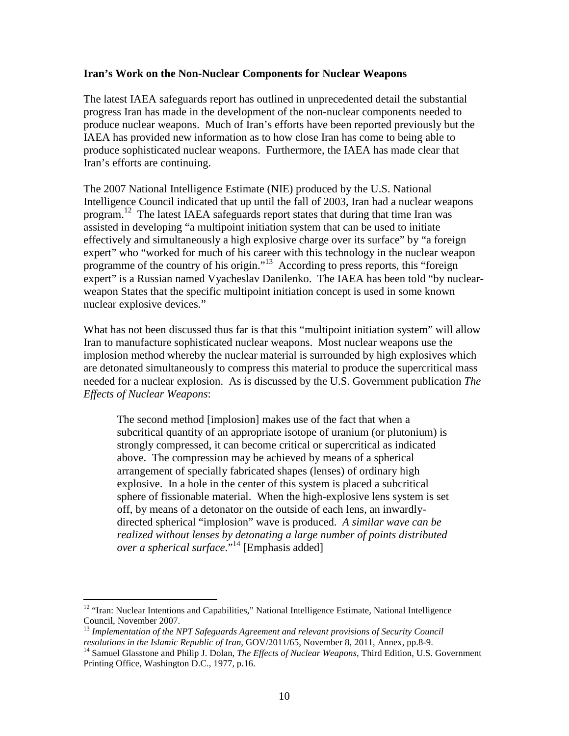**Iran's Work on the Non-Nuclear Components for Nuclear Weapons**

The latest IAEA safeguards report has outlined in unprecedented detail the substantial progress Iran has made in the development of the non-nuclear components needed to produce nuclear weapons. Much of Iran's efforts have been reported previously but the IAEA has provided new information as to how close Iran has come to being able to produce sophisticated nuclear weapons. Furthermore, the IAEA has made clear that Iran's efforts are continuing.

The 2007 National Intelligence Estimate (NIE) produced by the U.S. National Intelligence Council indicated that up until the fall of 2003, Iran had a nuclear weapons program.[12] The latest IAEA safeguards report states that during that time Iran was assisted in developing "a multipoint initiation system that can be used to initiate effectively and simultaneously a high explosive charge over its surface" by "a foreign expert" who "worked for much of his career with this technology in the nuclear weapon programme of the country of his origin."[13] According to press reports, this "foreign expert" is a Russian named Vyacheslav Danilenko. The IAEA has been told "by nuclear-weapon States that the specific multipoint initiation concept is used in some known nuclear explosive devices."

What has not been discussed thus far is that this "multipoint initiation system" will allow Iran to manufacture sophisticated nuclear weapons. Most nuclear weapons use the implosion method whereby the nuclear material is surrounded by high explosives which are detonated simultaneously to compress this material to produce the supercritical mass needed for a nuclear explosion. As is discussed by the U.S. Government publication *The Effects of Nuclear Weapons*:

> The second method [implosion] makes use of the fact that when a subcritical quantity of an appropriate isotope of uranium (or plutonium) is strongly compressed, it can become critical or supercritical as indicated above. The compression may be achieved by means of a spherical arrangement of specially fabricated shapes (lenses) of ordinary high explosive. In a hole in the center of this system is placed a subcritical sphere of fissionable material. When the high-explosive lens system is set off, by means of a detonator on the outside of each lens, an inwardly-directed spherical "implosion" wave is produced. *A similar wave can be realized without lenses by detonating a large number of points distributed over a spherical surface*."[14] [Emphasis added]

---

[12] "Iran: Nuclear Intentions and Capabilities," National Intelligence Estimate, National Intelligence Council, November 2007.

[13] *Implementation of the NPT Safeguards Agreement and relevant provisions of Security Council resolutions in the Islamic Republic of Iran*, GOV/2011/65, November 8, 2011, Annex, pp.8-9.

[14] Samuel Glasstone and Philip J. Dolan, *The Effects of Nuclear Weapons*, Third Edition, U.S. Government Printing Office, Washington D.C., 1977, p.16.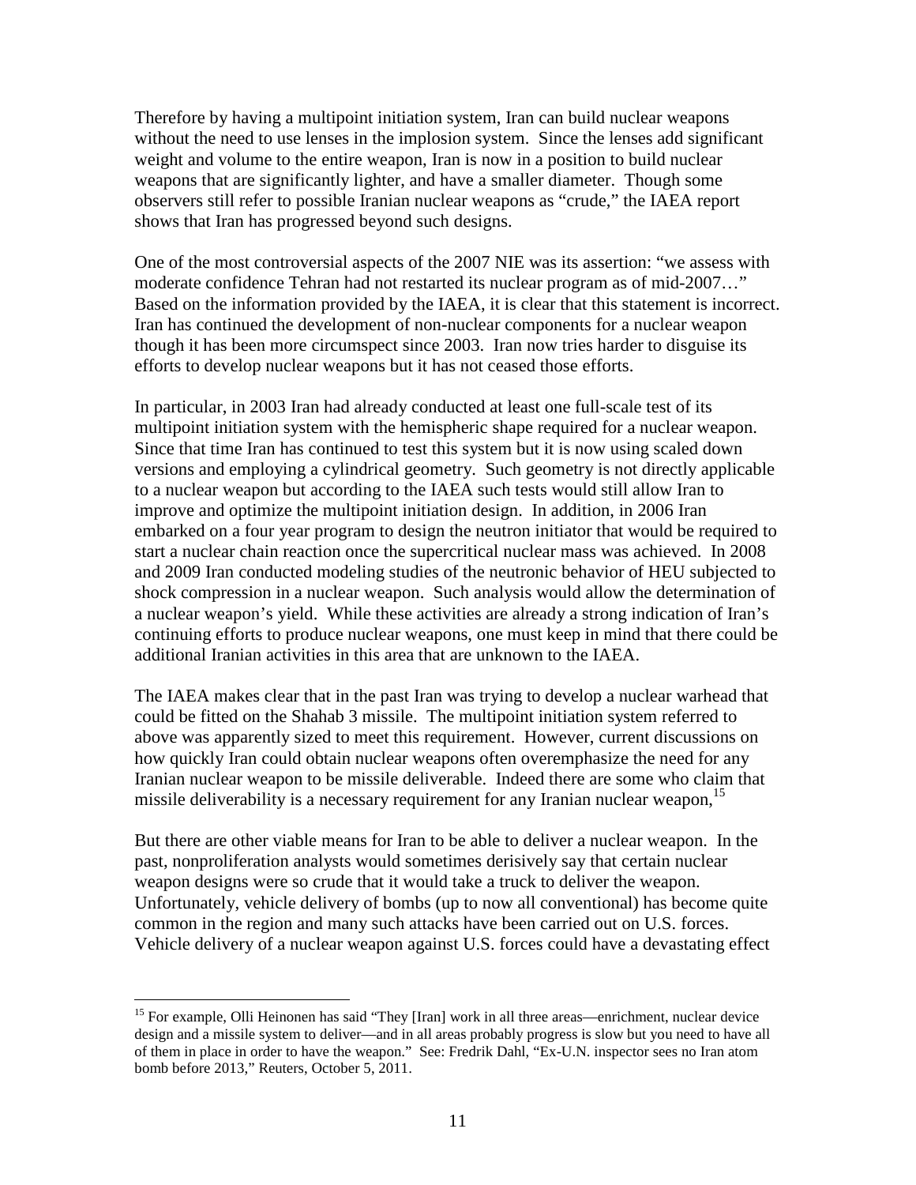Therefore by having a multipoint initiation system, Iran can build nuclear weapons without the need to use lenses in the implosion system. Since the lenses add significant weight and volume to the entire weapon, Iran is now in a position to build nuclear weapons that are significantly lighter, and have a smaller diameter. Though some observers still refer to possible Iranian nuclear weapons as "crude," the IAEA report shows that Iran has progressed beyond such designs.

One of the most controversial aspects of the 2007 NIE was its assertion: "we assess with moderate confidence Tehran had not restarted its nuclear program as of mid-2007…" Based on the information provided by the IAEA, it is clear that this statement is incorrect. Iran has continued the development of non-nuclear components for a nuclear weapon though it has been more circumspect since 2003. Iran now tries harder to disguise its efforts to develop nuclear weapons but it has not ceased those efforts.

In particular, in 2003 Iran had already conducted at least one full-scale test of its multipoint initiation system with the hemispheric shape required for a nuclear weapon. Since that time Iran has continued to test this system but it is now using scaled down versions and employing a cylindrical geometry. Such geometry is not directly applicable to a nuclear weapon but according to the IAEA such tests would still allow Iran to improve and optimize the multipoint initiation design. In addition, in 2006 Iran embarked on a four year program to design the neutron initiator that would be required to start a nuclear chain reaction once the supercritical nuclear mass was achieved. In 2008 and 2009 Iran conducted modeling studies of the neutronic behavior of HEU subjected to shock compression in a nuclear weapon. Such analysis would allow the determination of a nuclear weapon's yield. While these activities are already a strong indication of Iran's continuing efforts to produce nuclear weapons, one must keep in mind that there could be additional Iranian activities in this area that are unknown to the IAEA.

The IAEA makes clear that in the past Iran was trying to develop a nuclear warhead that could be fitted on the Shahab 3 missile. The multipoint initiation system referred to above was apparently sized to meet this requirement. However, current discussions on how quickly Iran could obtain nuclear weapons often overemphasize the need for any Iranian nuclear weapon to be missile deliverable. Indeed there are some who claim that missile deliverability is a necessary requirement for any Iranian nuclear weapon,[15]

But there are other viable means for Iran to be able to deliver a nuclear weapon. In the past, nonproliferation analysts would sometimes derisively say that certain nuclear weapon designs were so crude that it would take a truck to deliver the weapon. Unfortunately, vehicle delivery of bombs (up to now all conventional) has become quite common in the region and many such attacks have been carried out on U.S. forces. Vehicle delivery of a nuclear weapon against U.S. forces could have a devastating effect

---

[15] For example, Olli Heinonen has said "They [Iran] work in all three areas—enrichment, nuclear device design and a missile system to deliver—and in all areas probably progress is slow but you need to have all of them in place in order to have the weapon." See: Fredrik Dahl, "Ex-U.N. inspector sees no Iran atom bomb before 2013," Reuters, October 5, 2011.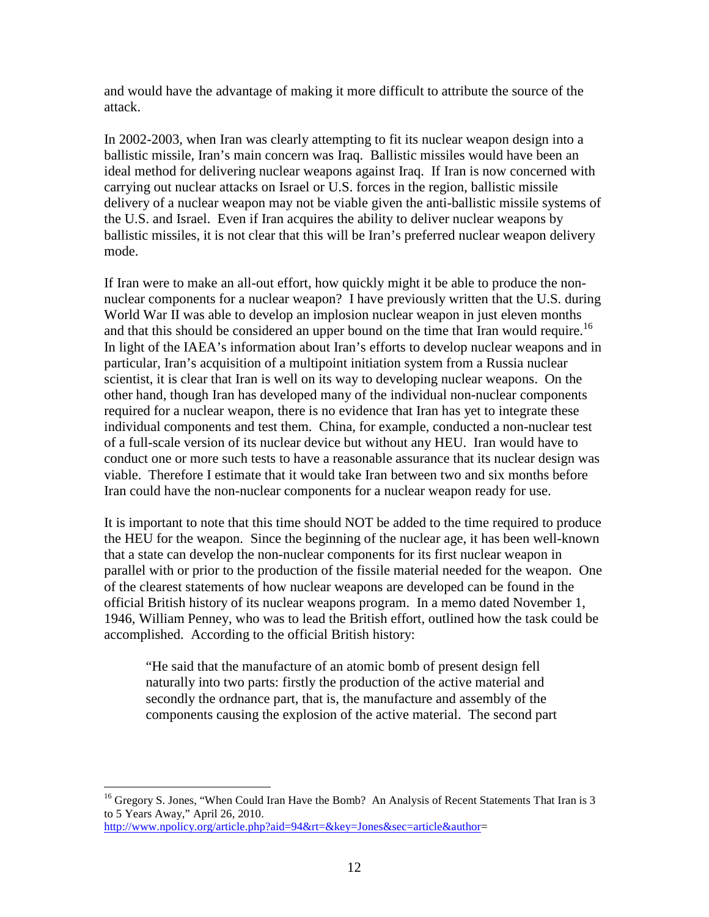and would have the advantage of making it more difficult to attribute the source of the attack.

In 2002-2003, when Iran was clearly attempting to fit its nuclear weapon design into a ballistic missile, Iran's main concern was Iraq. Ballistic missiles would have been an ideal method for delivering nuclear weapons against Iraq. If Iran is now concerned with carrying out nuclear attacks on Israel or U.S. forces in the region, ballistic missile delivery of a nuclear weapon may not be viable given the anti-ballistic missile systems of the U.S. and Israel. Even if Iran acquires the ability to deliver nuclear weapons by ballistic missiles, it is not clear that this will be Iran's preferred nuclear weapon delivery mode.

If Iran were to make an all-out effort, how quickly might it be able to produce the non-nuclear components for a nuclear weapon? I have previously written that the U.S. during World War II was able to develop an implosion nuclear weapon in just eleven months and that this should be considered an upper bound on the time that Iran would require.[16] In light of the IAEA's information about Iran's efforts to develop nuclear weapons and in particular, Iran's acquisition of a multipoint initiation system from a Russia nuclear scientist, it is clear that Iran is well on its way to developing nuclear weapons. On the other hand, though Iran has developed many of the individual non-nuclear components required for a nuclear weapon, there is no evidence that Iran has yet to integrate these individual components and test them. China, for example, conducted a non-nuclear test of a full-scale version of its nuclear device but without any HEU. Iran would have to conduct one or more such tests to have a reasonable assurance that its nuclear design was viable. Therefore I estimate that it would take Iran between two and six months before Iran could have the non-nuclear components for a nuclear weapon ready for use.

It is important to note that this time should NOT be added to the time required to produce the HEU for the weapon. Since the beginning of the nuclear age, it has been well-known that a state can develop the non-nuclear components for its first nuclear weapon in parallel with or prior to the production of the fissile material needed for the weapon. One of the clearest statements of how nuclear weapons are developed can be found in the official British history of its nuclear weapons program. In a memo dated November 1, 1946, William Penney, who was to lead the British effort, outlined how the task could be accomplished. According to the official British history:

> "He said that the manufacture of an atomic bomb of present design fell naturally into two parts: firstly the production of the active material and secondly the ordnance part, that is, the manufacture and assembly of the components causing the explosion of the active material. The second part

---

[16] Gregory S. Jones, "When Could Iran Have the Bomb? An Analysis of Recent Statements That Iran is 3 to 5 Years Away," April 26, 2010. http://www.npolicy.org/article.php?aid=94&rt=&key=Jones&sec=article&author=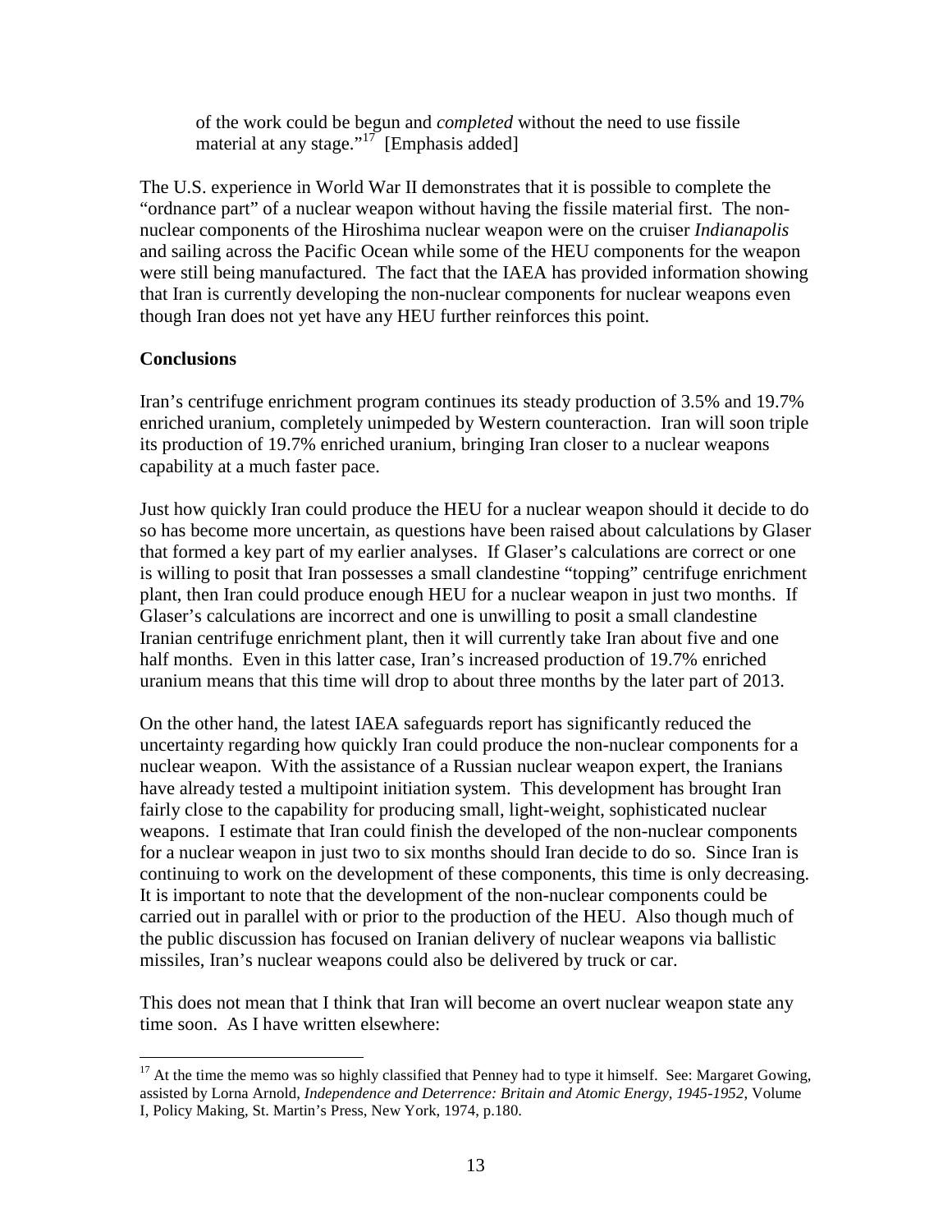> of the work could be begun and *completed* without the need to use fissile material at any stage."[17] [Emphasis added]

The U.S. experience in World War II demonstrates that it is possible to complete the "ordnance part" of a nuclear weapon without having the fissile material first. The non-nuclear components of the Hiroshima nuclear weapon were on the cruiser *Indianapolis* and sailing across the Pacific Ocean while some of the HEU components for the weapon were still being manufactured. The fact that the IAEA has provided information showing that Iran is currently developing the non-nuclear components for nuclear weapons even though Iran does not yet have any HEU further reinforces this point.

**Conclusions**

Iran's centrifuge enrichment program continues its steady production of 3.5% and 19.7% enriched uranium, completely unimpeded by Western counteraction. Iran will soon triple its production of 19.7% enriched uranium, bringing Iran closer to a nuclear weapons capability at a much faster pace.

Just how quickly Iran could produce the HEU for a nuclear weapon should it decide to do so has become more uncertain, as questions have been raised about calculations by Glaser that formed a key part of my earlier analyses. If Glaser's calculations are correct or one is willing to posit that Iran possesses a small clandestine "topping" centrifuge enrichment plant, then Iran could produce enough HEU for a nuclear weapon in just two months. If Glaser's calculations are incorrect and one is unwilling to posit a small clandestine Iranian centrifuge enrichment plant, then it will currently take Iran about five and one half months. Even in this latter case, Iran's increased production of 19.7% enriched uranium means that this time will drop to about three months by the later part of 2013.

On the other hand, the latest IAEA safeguards report has significantly reduced the uncertainty regarding how quickly Iran could produce the non-nuclear components for a nuclear weapon. With the assistance of a Russian nuclear weapon expert, the Iranians have already tested a multipoint initiation system. This development has brought Iran fairly close to the capability for producing small, light-weight, sophisticated nuclear weapons. I estimate that Iran could finish the developed of the non-nuclear components for a nuclear weapon in just two to six months should Iran decide to do so. Since Iran is continuing to work on the development of these components, this time is only decreasing. It is important to note that the development of the non-nuclear components could be carried out in parallel with or prior to the production of the HEU. Also though much of the public discussion has focused on Iranian delivery of nuclear weapons via ballistic missiles, Iran's nuclear weapons could also be delivered by truck or car.

This does not mean that I think that Iran will become an overt nuclear weapon state any time soon. As I have written elsewhere:

---

[17] At the time the memo was so highly classified that Penney had to type it himself. See: Margaret Gowing, assisted by Lorna Arnold, *Independence and Deterrence: Britain and Atomic Energy, 1945-1952*, Volume I, Policy Making, St. Martin's Press, New York, 1974, p.180.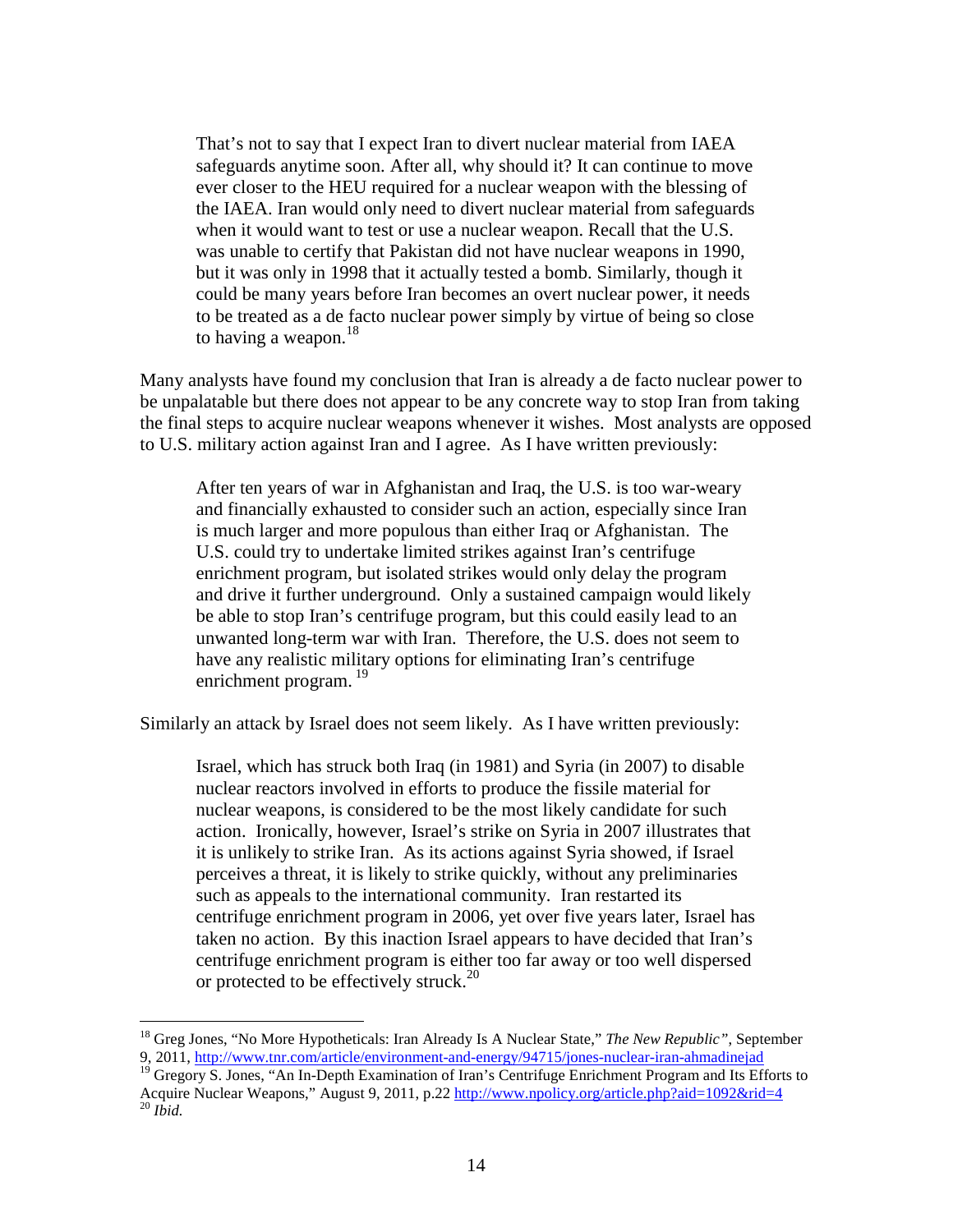> That's not to say that I expect Iran to divert nuclear material from IAEA safeguards anytime soon. After all, why should it? It can continue to move ever closer to the HEU required for a nuclear weapon with the blessing of the IAEA. Iran would only need to divert nuclear material from safeguards when it would want to test or use a nuclear weapon. Recall that the U.S. was unable to certify that Pakistan did not have nuclear weapons in 1990, but it was only in 1998 that it actually tested a bomb. Similarly, though it could be many years before Iran becomes an overt nuclear power, it needs to be treated as a de facto nuclear power simply by virtue of being so close to having a weapon.[18]

Many analysts have found my conclusion that Iran is already a de facto nuclear power to be unpalatable but there does not appear to be any concrete way to stop Iran from taking the final steps to acquire nuclear weapons whenever it wishes. Most analysts are opposed to U.S. military action against Iran and I agree. As I have written previously:

> After ten years of war in Afghanistan and Iraq, the U.S. is too war-weary and financially exhausted to consider such an action, especially since Iran is much larger and more populous than either Iraq or Afghanistan. The U.S. could try to undertake limited strikes against Iran's centrifuge enrichment program, but isolated strikes would only delay the program and drive it further underground. Only a sustained campaign would likely be able to stop Iran's centrifuge program, but this could easily lead to an unwanted long-term war with Iran. Therefore, the U.S. does not seem to have any realistic military options for eliminating Iran's centrifuge enrichment program.[19]

Similarly an attack by Israel does not seem likely. As I have written previously:

> Israel, which has struck both Iraq (in 1981) and Syria (in 2007) to disable nuclear reactors involved in efforts to produce the fissile material for nuclear weapons, is considered to be the most likely candidate for such action. Ironically, however, Israel's strike on Syria in 2007 illustrates that it is unlikely to strike Iran. As its actions against Syria showed, if Israel perceives a threat, it is likely to strike quickly, without any preliminaries such as appeals to the international community. Iran restarted its centrifuge enrichment program in 2006, yet over five years later, Israel has taken no action. By this inaction Israel appears to have decided that Iran's centrifuge enrichment program is either too far away or too well dispersed or protected to be effectively struck.[20]

---

[18] Greg Jones, "No More Hypotheticals: Iran Already Is A Nuclear State," *The New Republic"*, September 9, 2011, http://www.tnr.com/article/environment-and-energy/94715/jones-nuclear-iran-ahmadinejad

[19] Gregory S. Jones, "An In-Depth Examination of Iran's Centrifuge Enrichment Program and Its Efforts to Acquire Nuclear Weapons," August 9, 2011, p.22 http://www.npolicy.org/article.php?aid=1092&rid=4

[20] *Ibid.*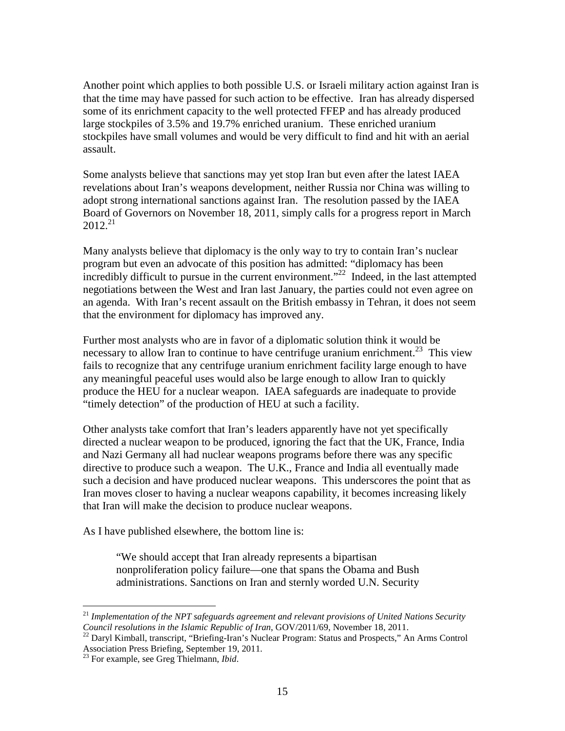Another point which applies to both possible U.S. or Israeli military action against Iran is that the time may have passed for such action to be effective. Iran has already dispersed some of its enrichment capacity to the well protected FFEP and has already produced large stockpiles of 3.5% and 19.7% enriched uranium. These enriched uranium stockpiles have small volumes and would be very difficult to find and hit with an aerial assault.

Some analysts believe that sanctions may yet stop Iran but even after the latest IAEA revelations about Iran's weapons development, neither Russia nor China was willing to adopt strong international sanctions against Iran. The resolution passed by the IAEA Board of Governors on November 18, 2011, simply calls for a progress report in March 2012.[21]

Many analysts believe that diplomacy is the only way to try to contain Iran's nuclear program but even an advocate of this position has admitted: "diplomacy has been incredibly difficult to pursue in the current environment."[22] Indeed, in the last attempted negotiations between the West and Iran last January, the parties could not even agree on an agenda. With Iran's recent assault on the British embassy in Tehran, it does not seem that the environment for diplomacy has improved any.

Further most analysts who are in favor of a diplomatic solution think it would be necessary to allow Iran to continue to have centrifuge uranium enrichment.[23] This view fails to recognize that any centrifuge uranium enrichment facility large enough to have any meaningful peaceful uses would also be large enough to allow Iran to quickly produce the HEU for a nuclear weapon. IAEA safeguards are inadequate to provide "timely detection" of the production of HEU at such a facility.

Other analysts take comfort that Iran's leaders apparently have not yet specifically directed a nuclear weapon to be produced, ignoring the fact that the UK, France, India and Nazi Germany all had nuclear weapons programs before there was any specific directive to produce such a weapon. The U.K., France and India all eventually made such a decision and have produced nuclear weapons. This underscores the point that as Iran moves closer to having a nuclear weapons capability, it becomes increasing likely that Iran will make the decision to produce nuclear weapons.

As I have published elsewhere, the bottom line is:

> "We should accept that Iran already represents a bipartisan nonproliferation policy failure—one that spans the Obama and Bush administrations. Sanctions on Iran and sternly worded U.N. Security

---

[21] *Implementation of the NPT safeguards agreement and relevant provisions of United Nations Security Council resolutions in the Islamic Republic of Iran*, GOV/2011/69, November 18, 2011.

[22] Daryl Kimball, transcript, "Briefing-Iran's Nuclear Program: Status and Prospects," An Arms Control Association Press Briefing, September 19, 2011.

[23] For example, see Greg Thielmann, *Ibid*.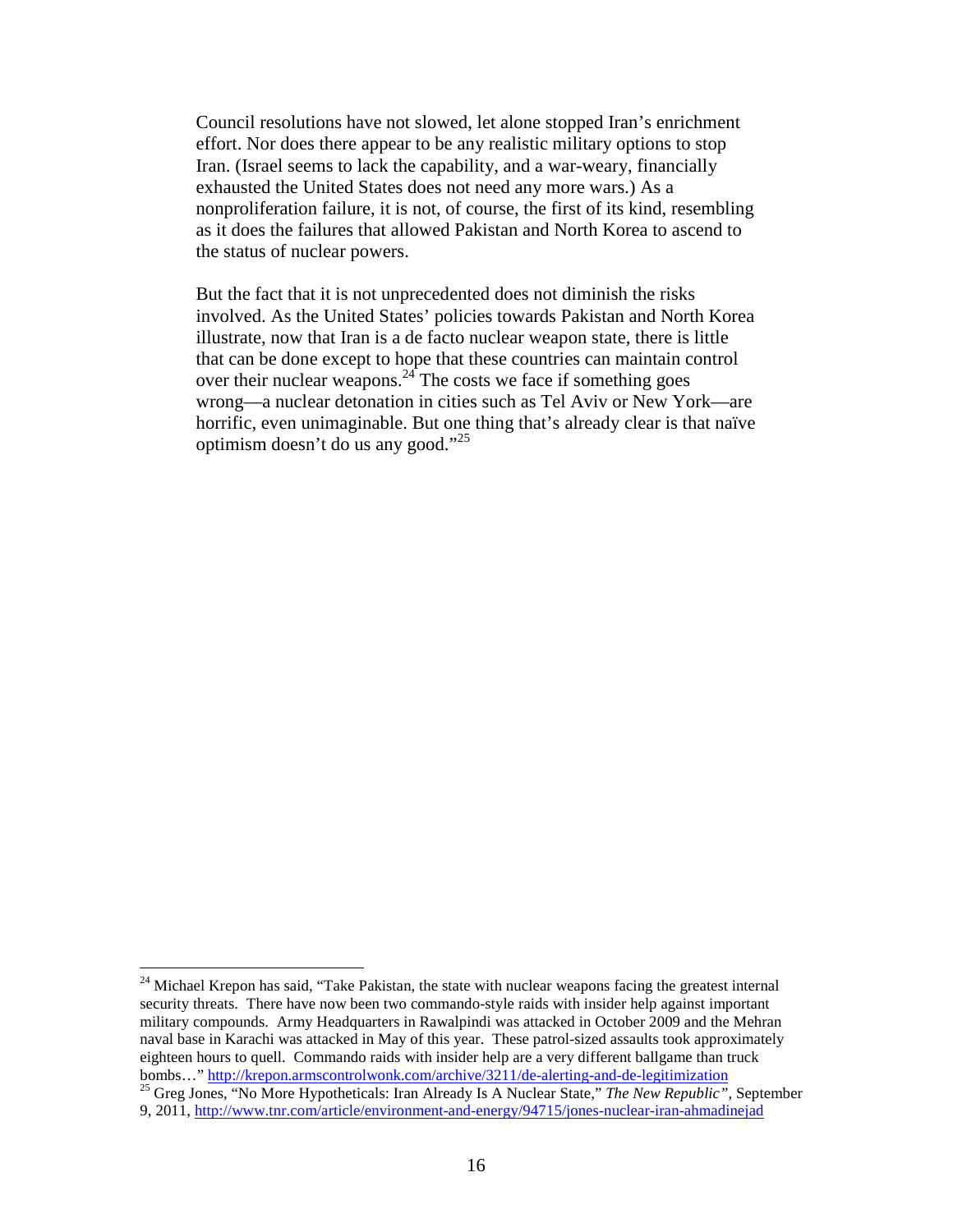Council resolutions have not slowed, let alone stopped Iran's enrichment effort. Nor does there appear to be any realistic military options to stop Iran. (Israel seems to lack the capability, and a war-weary, financially exhausted the United States does not need any more wars.) As a nonproliferation failure, it is not, of course, the first of its kind, resembling as it does the failures that allowed Pakistan and North Korea to ascend to the status of nuclear powers.

But the fact that it is not unprecedented does not diminish the risks involved. As the United States' policies towards Pakistan and North Korea illustrate, now that Iran is a de facto nuclear weapon state, there is little that can be done except to hope that these countries can maintain control over their nuclear weapons.[24] The costs we face if something goes wrong—a nuclear detonation in cities such as Tel Aviv or New York—are horrific, even unimaginable. But one thing that's already clear is that naïve optimism doesn't do us any good."[25]

---

[24] Michael Krepon has said, "Take Pakistan, the state with nuclear weapons facing the greatest internal security threats. There have now been two commando-style raids with insider help against important military compounds. Army Headquarters in Rawalpindi was attacked in October 2009 and the Mehran naval base in Karachi was attacked in May of this year. These patrol-sized assaults took approximately eighteen hours to quell. Commando raids with insider help are a very different ballgame than truck bombs…" http://krepon.armscontrolwonk.com/archive/3211/de-alerting-and-de-legitimization

[25] Greg Jones, "No More Hypotheticals: Iran Already Is A Nuclear State," *The New Republic"*, September 9, 2011, http://www.tnr.com/article/environment-and-energy/94715/jones-nuclear-iran-ahmadinejad